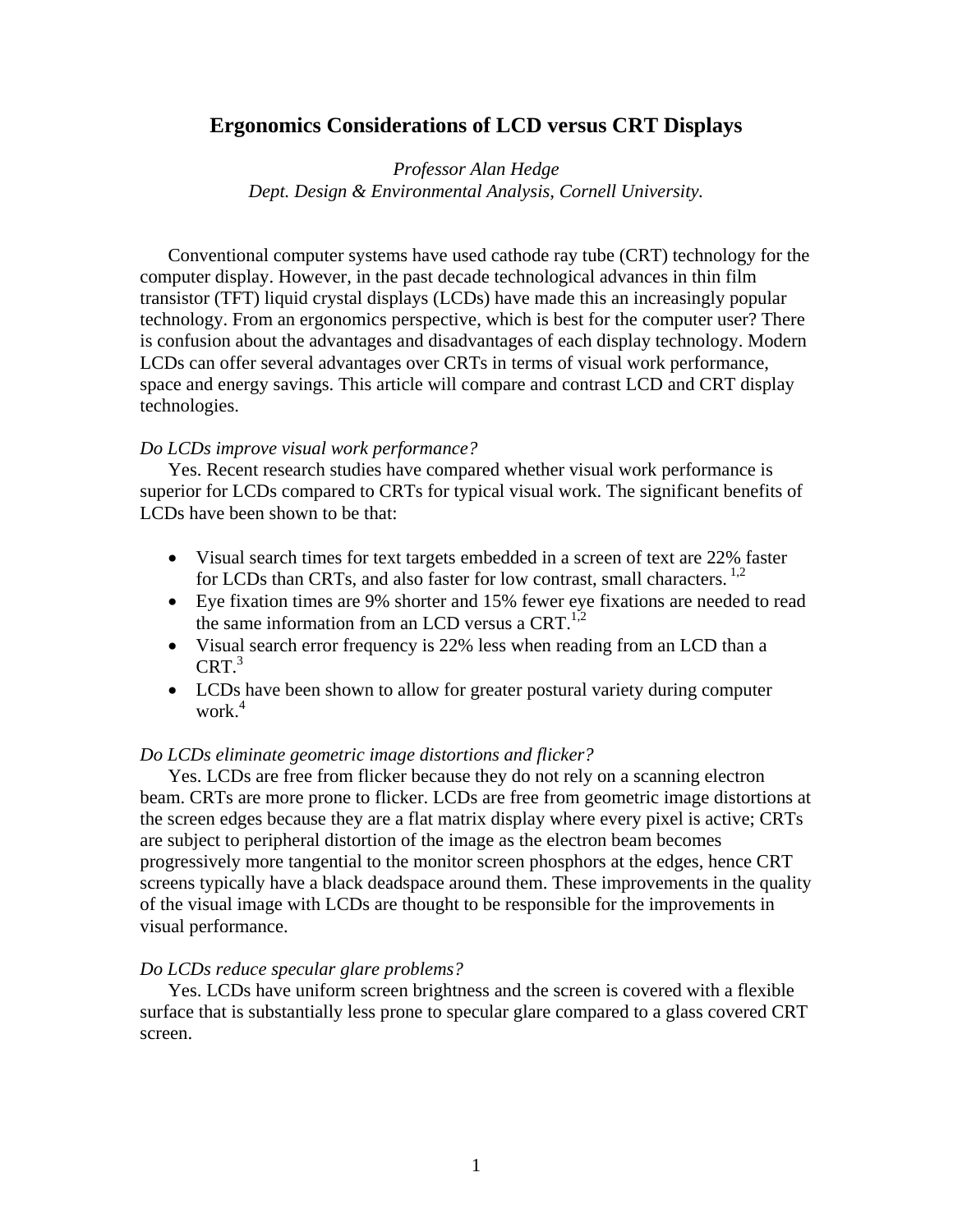# Ergonomics Considerations of LCD versus CRT Displays

*Professor Alan Hedge*
*Dept. Design & Environmental Analysis, Cornell University.*

Conventional computer systems have used cathode ray tube (CRT) technology for the computer display. However, in the past decade technological advances in thin film transistor (TFT) liquid crystal displays (LCDs) have made this an increasingly popular technology. From an ergonomics perspective, which is best for the computer user? There is confusion about the advantages and disadvantages of each display technology. Modern LCDs can offer several advantages over CRTs in terms of visual work performance, space and energy savings. This article will compare and contrast LCD and CRT display technologies.

*Do LCDs improve visual work performance?*

Yes. Recent research studies have compared whether visual work performance is superior for LCDs compared to CRTs for typical visual work. The significant benefits of LCDs have been shown to be that:

- Visual search times for text targets embedded in a screen of text are 22% faster for LCDs than CRTs, and also faster for low contrast, small characters. [1,2]
- Eye fixation times are 9% shorter and 15% fewer eye fixations are needed to read the same information from an LCD versus a CRT.[1,2]
- Visual search error frequency is 22% less when reading from an LCD than a CRT.[3]
- LCDs have been shown to allow for greater postural variety during computer work.[4]

*Do LCDs eliminate geometric image distortions and flicker?*

Yes. LCDs are free from flicker because they do not rely on a scanning electron beam. CRTs are more prone to flicker. LCDs are free from geometric image distortions at the screen edges because they are a flat matrix display where every pixel is active; CRTs are subject to peripheral distortion of the image as the electron beam becomes progressively more tangential to the monitor screen phosphors at the edges, hence CRT screens typically have a black deadspace around them. These improvements in the quality of the visual image with LCDs are thought to be responsible for the improvements in visual performance.

*Do LCDs reduce specular glare problems?*

Yes. LCDs have uniform screen brightness and the screen is covered with a flexible surface that is substantially less prone to specular glare compared to a glass covered CRT screen.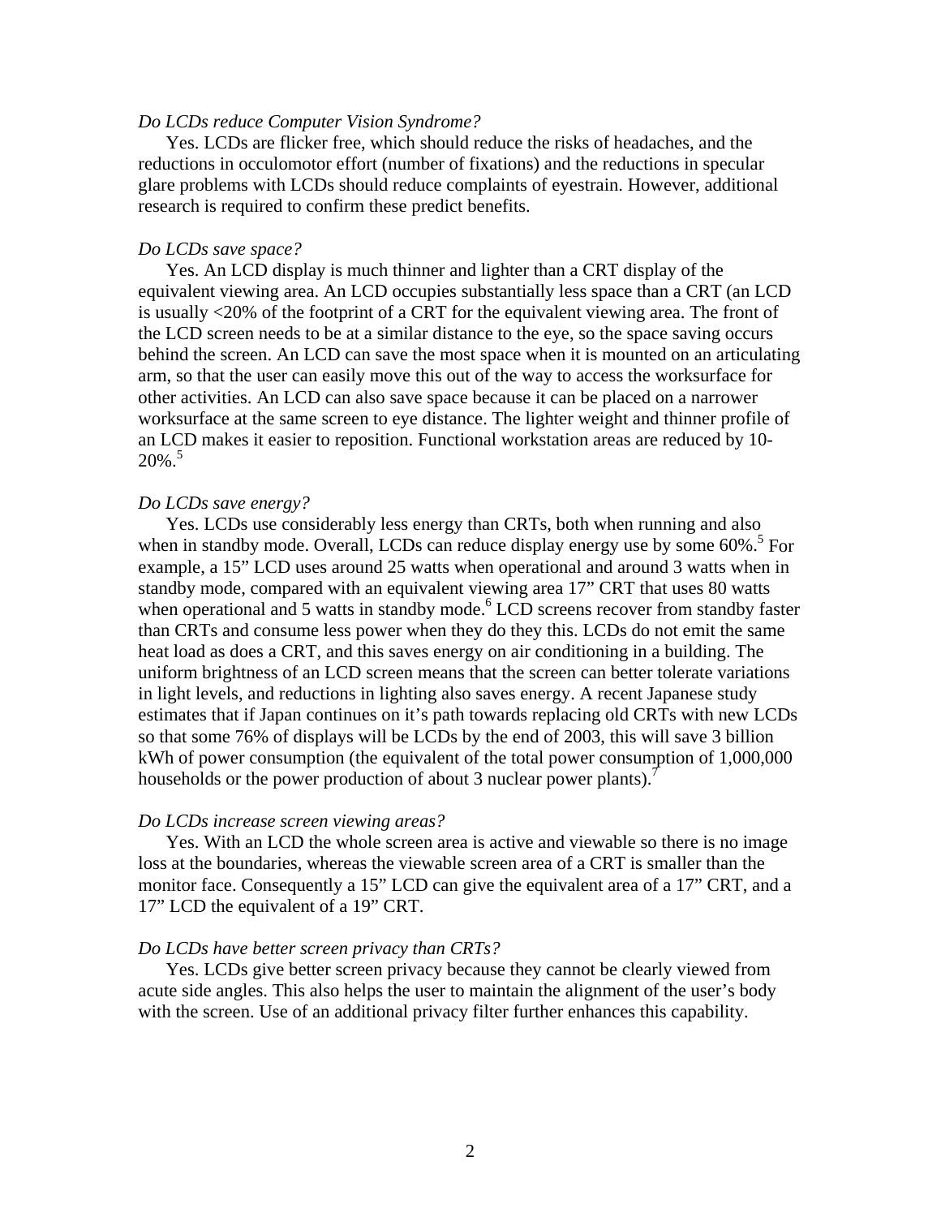*Do LCDs reduce Computer Vision Syndrome?*

Yes. LCDs are flicker free, which should reduce the risks of headaches, and the reductions in occulomotor effort (number of fixations) and the reductions in specular glare problems with LCDs should reduce complaints of eyestrain. However, additional research is required to confirm these predict benefits.

*Do LCDs save space?*

Yes. An LCD display is much thinner and lighter than a CRT display of the equivalent viewing area. An LCD occupies substantially less space than a CRT (an LCD is usually <20% of the footprint of a CRT for the equivalent viewing area. The front of the LCD screen needs to be at a similar distance to the eye, so the space saving occurs behind the screen. An LCD can save the most space when it is mounted on an articulating arm, so that the user can easily move this out of the way to access the worksurface for other activities. An LCD can also save space because it can be placed on a narrower worksurface at the same screen to eye distance. The lighter weight and thinner profile of an LCD makes it easier to reposition. Functional workstation areas are reduced by 10-20%.[5]

*Do LCDs save energy?*

Yes. LCDs use considerably less energy than CRTs, both when running and also when in standby mode. Overall, LCDs can reduce display energy use by some 60%.[5] For example, a 15" LCD uses around 25 watts when operational and around 3 watts when in standby mode, compared with an equivalent viewing area 17" CRT that uses 80 watts when operational and 5 watts in standby mode.[6] LCD screens recover from standby faster than CRTs and consume less power when they do they this. LCDs do not emit the same heat load as does a CRT, and this saves energy on air conditioning in a building. The uniform brightness of an LCD screen means that the screen can better tolerate variations in light levels, and reductions in lighting also saves energy. A recent Japanese study estimates that if Japan continues on it's path towards replacing old CRTs with new LCDs so that some 76% of displays will be LCDs by the end of 2003, this will save 3 billion kWh of power consumption (the equivalent of the total power consumption of 1,000,000 households or the power production of about 3 nuclear power plants).[7]

*Do LCDs increase screen viewing areas?*

Yes. With an LCD the whole screen area is active and viewable so there is no image loss at the boundaries, whereas the viewable screen area of a CRT is smaller than the monitor face. Consequently a 15" LCD can give the equivalent area of a 17" CRT, and a 17" LCD the equivalent of a 19" CRT.

*Do LCDs have better screen privacy than CRTs?*

Yes. LCDs give better screen privacy because they cannot be clearly viewed from acute side angles. This also helps the user to maintain the alignment of the user's body with the screen. Use of an additional privacy filter further enhances this capability.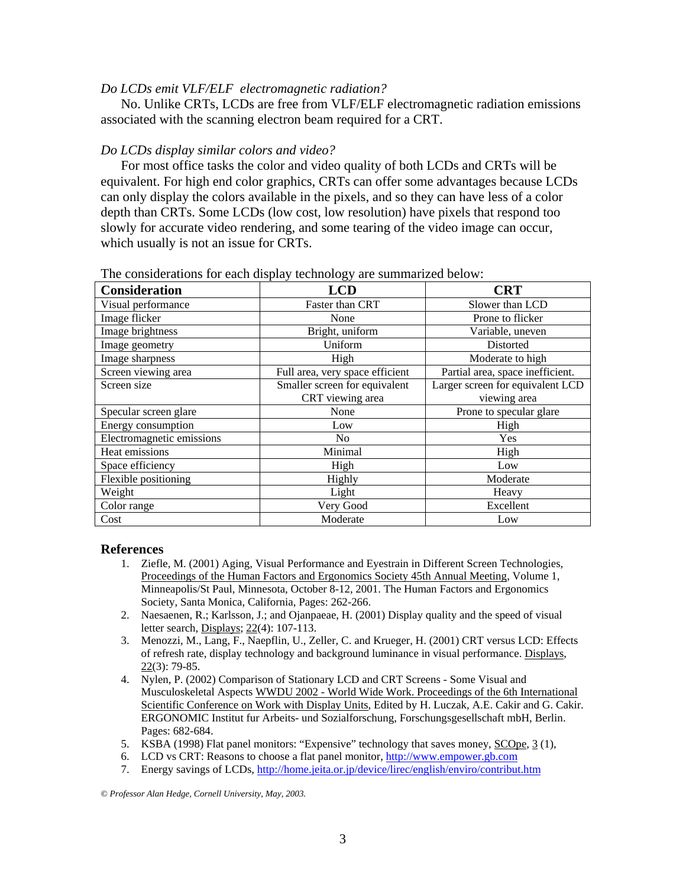*Do LCDs emit VLF/ELF electromagnetic radiation?*

No. Unlike CRTs, LCDs are free from VLF/ELF electromagnetic radiation emissions associated with the scanning electron beam required for a CRT.

*Do LCDs display similar colors and video?*

For most office tasks the color and video quality of both LCDs and CRTs will be equivalent. For high end color graphics, CRTs can offer some advantages because LCDs can only display the colors available in the pixels, and so they can have less of a color depth than CRTs. Some LCDs (low cost, low resolution) have pixels that respond too slowly for accurate video rendering, and some tearing of the video image can occur, which usually is not an issue for CRTs.

The considerations for each display technology are summarized below:

| **Consideration** | **LCD** | **CRT** |
|---|---|---|
| Visual performance | Faster than CRT | Slower than LCD |
| Image flicker | None | Prone to flicker |
| Image brightness | Bright, uniform | Variable, uneven |
| Image geometry | Uniform | Distorted |
| Image sharpness | High | Moderate to high |
| Screen viewing area | Full area, very space efficient | Partial area, space inefficient. |
| Screen size | Smaller screen for equivalent CRT viewing area | Larger screen for equivalent LCD viewing area |
| Specular screen glare | None | Prone to specular glare |
| Energy consumption | Low | High |
| Electromagnetic emissions | No | Yes |
| Heat emissions | Minimal | High |
| Space efficiency | High | Low |
| Flexible positioning | Highly | Moderate |
| Weight | Light | Heavy |
| Color range | Very Good | Excellent |
| Cost | Moderate | Low |

## References

1. Ziefle, M. (2001) Aging, Visual Performance and Eyestrain in Different Screen Technologies, Proceedings of the Human Factors and Ergonomics Society 45th Annual Meeting, Volume 1, Minneapolis/St Paul, Minnesota, October 8-12, 2001. The Human Factors and Ergonomics Society, Santa Monica, California, Pages: 262-266.
2. Naesaenen, R.; Karlsson, J.; and Ojanpaeae, H. (2001) Display quality and the speed of visual letter search, Displays; 22(4): 107-113.
3. Menozzi, M., Lang, F., Naepflin, U., Zeller, C. and Krueger, H. (2001) CRT versus LCD: Effects of refresh rate, display technology and background luminance in visual performance. Displays, 22(3): 79-85.
4. Nylen, P. (2002) Comparison of Stationary LCD and CRT Screens - Some Visual and Musculoskeletal Aspects WWDU 2002 - World Wide Work. Proceedings of the 6th International Scientific Conference on Work with Display Units, Edited by H. Luczak, A.E. Cakir and G. Cakir. ERGONOMIC Institut fur Arbeits- und Sozialforschung, Forschungsgesellschaft mbH, Berlin. Pages: 682-684.
5. KSBA (1998) Flat panel monitors: "Expensive" technology that saves money, SCOpe, 3 (1),
6. LCD vs CRT: Reasons to choose a flat panel monitor, http://www.empower.gb.com
7. Energy savings of LCDs, http://home.jeita.or.jp/device/lirec/english/enviro/contribut.htm

*© Professor Alan Hedge, Cornell University, May, 2003.*